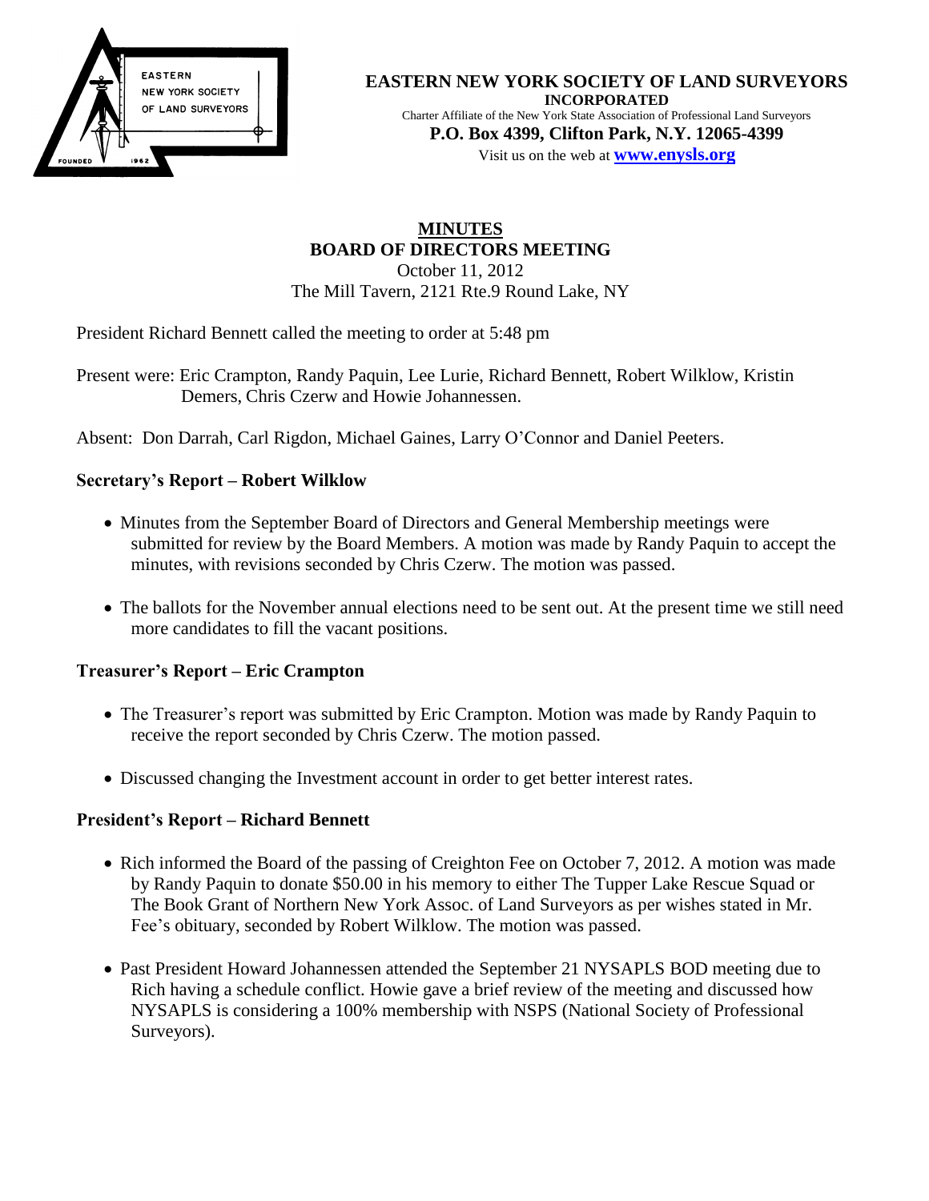**EASTERN NEW YORK SOCIETY OF LAND SURVEYORS**
**INCORPORATED**
Charter Affiliate of the New York State Association of Professional Land Surveyors
**P.O. Box 4399, Clifton Park, N.Y. 12065-4399**
Visit us on the web at **www.enysls.org**

# MINUTES
## BOARD OF DIRECTORS MEETING

October 11, 2012
The Mill Tavern, 2121 Rte.9 Round Lake, NY

President Richard Bennett called the meeting to order at 5:48 pm

Present were: Eric Crampton, Randy Paquin, Lee Lurie, Richard Bennett, Robert Wilklow, Kristin Demers, Chris Czerw and Howie Johannessen.

Absent: Don Darrah, Carl Rigdon, Michael Gaines, Larry O'Connor and Daniel Peeters.

### Secretary's Report – Robert Wilklow

- Minutes from the September Board of Directors and General Membership meetings were submitted for review by the Board Members. A motion was made by Randy Paquin to accept the minutes, with revisions seconded by Chris Czerw. The motion was passed.
- The ballots for the November annual elections need to be sent out. At the present time we still need more candidates to fill the vacant positions.

### Treasurer's Report – Eric Crampton

- The Treasurer's report was submitted by Eric Crampton. Motion was made by Randy Paquin to receive the report seconded by Chris Czerw. The motion passed.
- Discussed changing the Investment account in order to get better interest rates.

### President's Report – Richard Bennett

- Rich informed the Board of the passing of Creighton Fee on October 7, 2012. A motion was made by Randy Paquin to donate $50.00 in his memory to either The Tupper Lake Rescue Squad or The Book Grant of Northern New York Assoc. of Land Surveyors as per wishes stated in Mr. Fee's obituary, seconded by Robert Wilklow. The motion was passed.
- Past President Howard Johannessen attended the September 21 NYSAPLS BOD meeting due to Rich having a schedule conflict. Howie gave a brief review of the meeting and discussed how NYSAPLS is considering a 100% membership with NSPS (National Society of Professional Surveyors).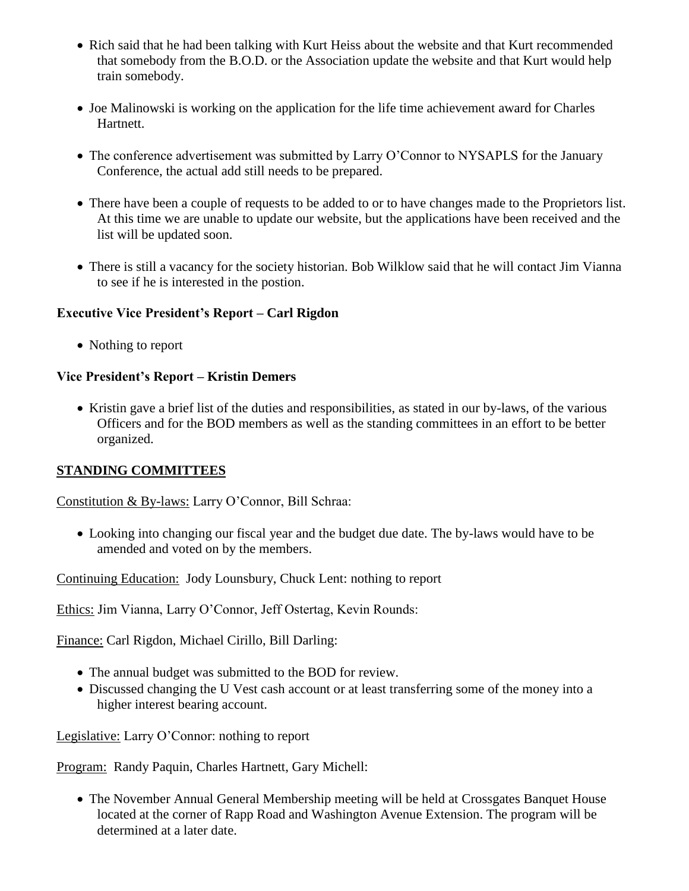- Rich said that he had been talking with Kurt Heiss about the website and that Kurt recommended that somebody from the B.O.D. or the Association update the website and that Kurt would help train somebody.

- Joe Malinowski is working on the application for the life time achievement award for Charles Hartnett.

- The conference advertisement was submitted by Larry O'Connor to NYSAPLS for the January Conference, the actual add still needs to be prepared.

- There have been a couple of requests to be added to or to have changes made to the Proprietors list. At this time we are unable to update our website, but the applications have been received and the list will be updated soon.

- There is still a vacancy for the society historian. Bob Wilklow said that he will contact Jim Vianna to see if he is interested in the postion.

**Executive Vice President's Report – Carl Rigdon**

- Nothing to report

**Vice President's Report – Kristin Demers**

- Kristin gave a brief list of the duties and responsibilities, as stated in our by-laws, of the various Officers and for the BOD members as well as the standing committees in an effort to be better organized.

**STANDING COMMITTEES**

Constitution & By-laws: Larry O'Connor, Bill Schraa:

- Looking into changing our fiscal year and the budget due date. The by-laws would have to be amended and voted on by the members.

Continuing Education: Jody Lounsbury, Chuck Lent: nothing to report

Ethics: Jim Vianna, Larry O'Connor, Jeff Ostertag, Kevin Rounds:

Finance: Carl Rigdon, Michael Cirillo, Bill Darling:

- The annual budget was submitted to the BOD for review.
- Discussed changing the U Vest cash account or at least transferring some of the money into a higher interest bearing account.

Legislative: Larry O'Connor: nothing to report

Program: Randy Paquin, Charles Hartnett, Gary Michell:

- The November Annual General Membership meeting will be held at Crossgates Banquet House located at the corner of Rapp Road and Washington Avenue Extension. The program will be determined at a later date.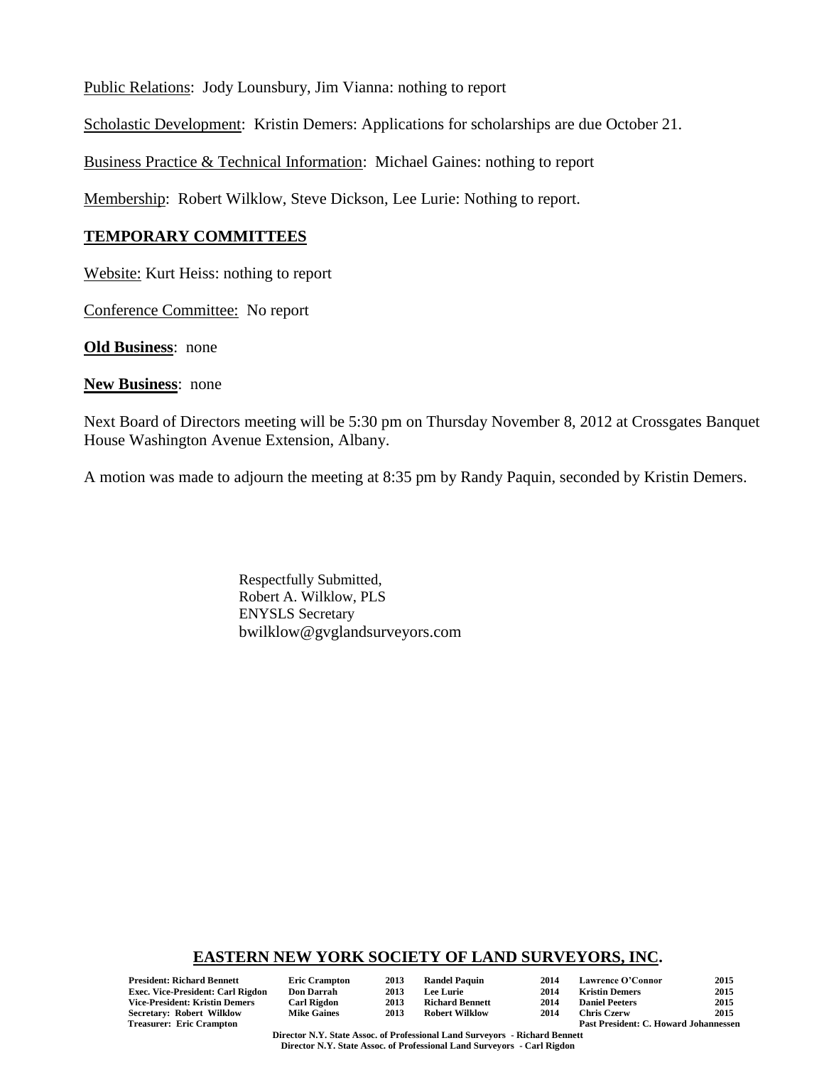Public Relations: Jody Lounsbury, Jim Vianna: nothing to report

Scholastic Development: Kristin Demers: Applications for scholarships are due October 21.

Business Practice & Technical Information: Michael Gaines: nothing to report

Membership: Robert Wilklow, Steve Dickson, Lee Lurie: Nothing to report.

**TEMPORARY COMMITTEES**

Website: Kurt Heiss: nothing to report

Conference Committee: No report

**Old Business**: none

**New Business**: none

Next Board of Directors meeting will be 5:30 pm on Thursday November 8, 2012 at Crossgates Banquet House Washington Avenue Extension, Albany.

A motion was made to adjourn the meeting at 8:35 pm by Randy Paquin, seconded by Kristin Demers.

Respectfully Submitted,
Robert A. Wilklow, PLS
ENYSLS Secretary
bwilklow@gvglandsurveyors.com

## EASTERN NEW YORK SOCIETY OF LAND SURVEYORS, INC.

| | | | | | | | |
|---|---|---|---|---|---|---|---|
| **President: Richard Bennett** | **Eric Crampton** | **2013** | **Randel Paquin** | **2014** | **Lawrence O'Connor** | **2015** |
| **Exec. Vice-President: Carl Rigdon** | **Don Darrah** | **2013** | **Lee Lurie** | **2014** | **Kristin Demers** | **2015** |
| **Vice-President: Kristin Demers** | **Carl Rigdon** | **2013** | **Richard Bennett** | **2014** | **Daniel Peeters** | **2015** |
| **Secretary: Robert Wilklow** | **Mike Gaines** | **2013** | **Robert Wilklow** | **2014** | **Chris Czerw** | **2015** |
| **Treasurer: Eric Crampton** | | | | | **Past President: C. Howard Johannessen** | |

**Director N.Y. State Assoc. of Professional Land Surveyors - Richard Bennett**
**Director N.Y. State Assoc. of Professional Land Surveyors - Carl Rigdon**